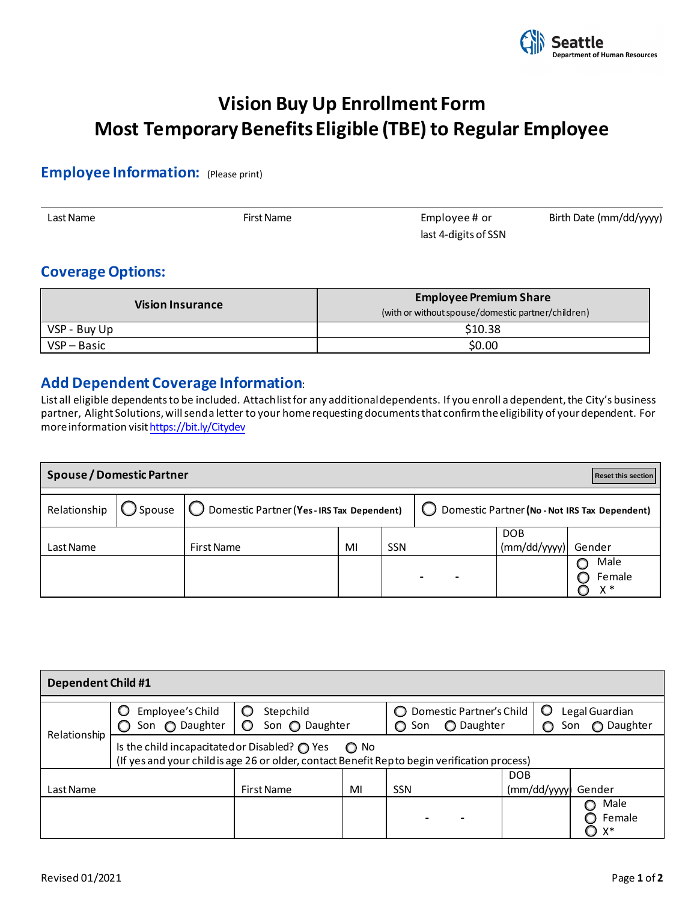Seattle Department of Human Resources

# Vision Buy Up Enrollment Form
# Most Temporary Benefits Eligible (TBE) to Regular Employee

## Employee Information: (Please print)

| Last Name | First Name | Employee # or last 4-digits of SSN | Birth Date (mm/dd/yyyy) |
|---|---|---|---|
| | | | |

## Coverage Options:

| Vision Insurance | Employee Premium Share (with or without spouse/domestic partner/children) |
|---|---|
| VSP - Buy Up | $10.38 |
| VSP – Basic | $0.00 |

## Add Dependent Coverage Information:

List all eligible dependents to be included. Attach list for any additional dependents. If you enroll a dependent, the City's business partner, Alight Solutions, will send a letter to your home requesting documents that confirm the eligibility of your dependent. For more information visit https://bit.ly/Citydev

**Spouse / Domestic Partner** (Reset this section)

Relationship: ○ Spouse ○ Domestic Partner (**Yes - IRS Tax Dependent**) ○ Domestic Partner (**No - Not IRS Tax Dependent**)

| Last Name | First Name | MI | SSN | DOB (mm/dd/yyyy) | Gender |
|---|---|---|---|---|---|
| | | | - - | | ○ Male ○ Female ○ X * |

**Dependent Child #1**

Relationship:
- ○ Employee's Child ○ Son ○ Daughter
- ○ Stepchild ○ Son ○ Daughter
- ○ Domestic Partner's Child ○ Son ○ Daughter
- ○ Legal Guardian ○ Son ○ Daughter

Is the child incapacitated or Disabled? ○ Yes ○ No
(If yes and your child is age 26 or older, contact Benefit Rep to begin verification process)

| Last Name | First Name | MI | SSN | DOB (mm/dd/yyyy) | Gender |
|---|---|---|---|---|---|
| | | | - - | | ○ Male ○ Female ○ X* |

Revised 01/2021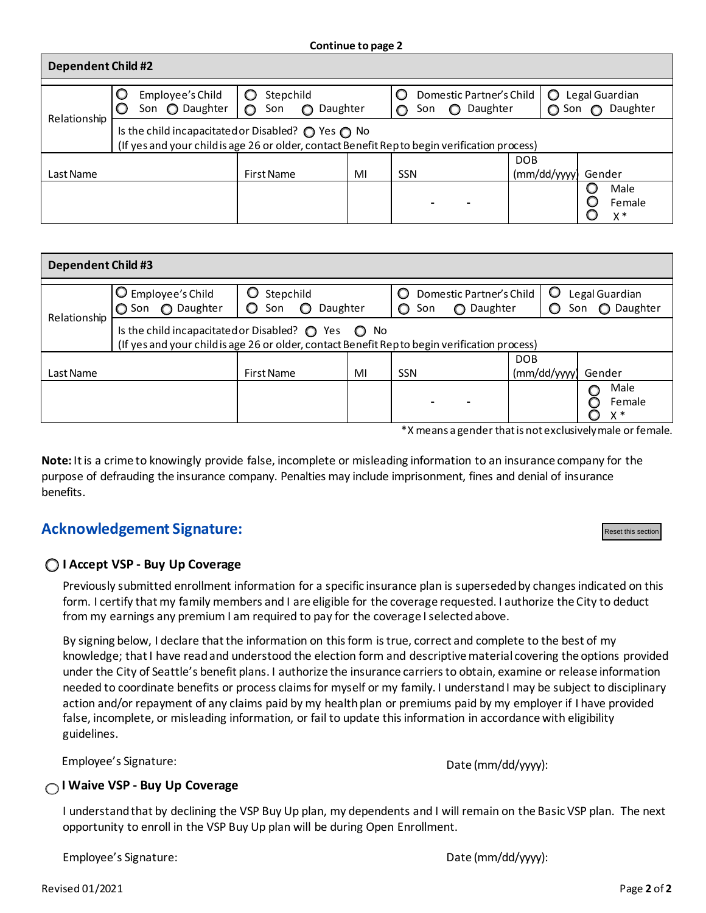**Continue to page 2**

| Dependent Child #2 | | | | | | |
|---|---|---|---|---|---|---|
| Relationship | ○ Employee's Child ○ Son ○ Daughter | ○ Stepchild ○ Son ○ Daughter | | ○ Domestic Partner's Child ○ Son ○ Daughter | | ○ Legal Guardian ○ Son ○ Daughter |
| | Is the child incapacitated or Disabled? ○ Yes ○ No (If yes and your child is age 26 or older, contact Benefit Rep to begin verification process) | | | | | |
| Last Name | First Name | | MI | SSN | DOB (mm/dd/yyyy) | Gender |
| | | | | - - | | ○ Male ○ Female ○ X * |

| Dependent Child #3 | | | | | | |
|---|---|---|---|---|---|---|
| Relationship | ○ Employee's Child ○ Son ○ Daughter | ○ Stepchild ○ Son ○ Daughter | | ○ Domestic Partner's Child ○ Son ○ Daughter | | ○ Legal Guardian ○ Son ○ Daughter |
| | Is the child incapacitated or Disabled? ○ Yes ○ No (If yes and your child is age 26 or older, contact Benefit Rep to begin verification process) | | | | | |
| Last Name | First Name | | MI | SSN | DOB (mm/dd/yyyy) | Gender |
| | | | | - - | | ○ Male ○ Female ○ X * |

*X means a gender that is not exclusively male or female.

**Note:** It is a crime to knowingly provide false, incomplete or misleading information to an insurance company for the purpose of defrauding the insurance company. Penalties may include imprisonment, fines and denial of insurance benefits.

## Acknowledgement Signature:

Reset this section

○ **I Accept VSP - Buy Up Coverage**

Previously submitted enrollment information for a specific insurance plan is superseded by changes indicated on this form. I certify that my family members and I are eligible for the coverage requested. I authorize the City to deduct from my earnings any premium I am required to pay for the coverage I selected above.

By signing below, I declare that the information on this form is true, correct and complete to the best of my knowledge; that I have read and understood the election form and descriptive material covering the options provided under the City of Seattle's benefit plans. I authorize the insurance carriers to obtain, examine or release information needed to coordinate benefits or process claims for myself or my family. I understand I may be subject to disciplinary action and/or repayment of any claims paid by my health plan or premiums paid by my employer if I have provided false, incomplete, or misleading information, or fail to update this information in accordance with eligibility guidelines.

Employee's Signature: Date (mm/dd/yyyy):

○ **I Waive VSP - Buy Up Coverage**

I understand that by declining the VSP Buy Up plan, my dependents and I will remain on the Basic VSP plan. The next opportunity to enroll in the VSP Buy Up plan will be during Open Enrollment.

Employee's Signature: Date (mm/dd/yyyy):

Revised 01/2021